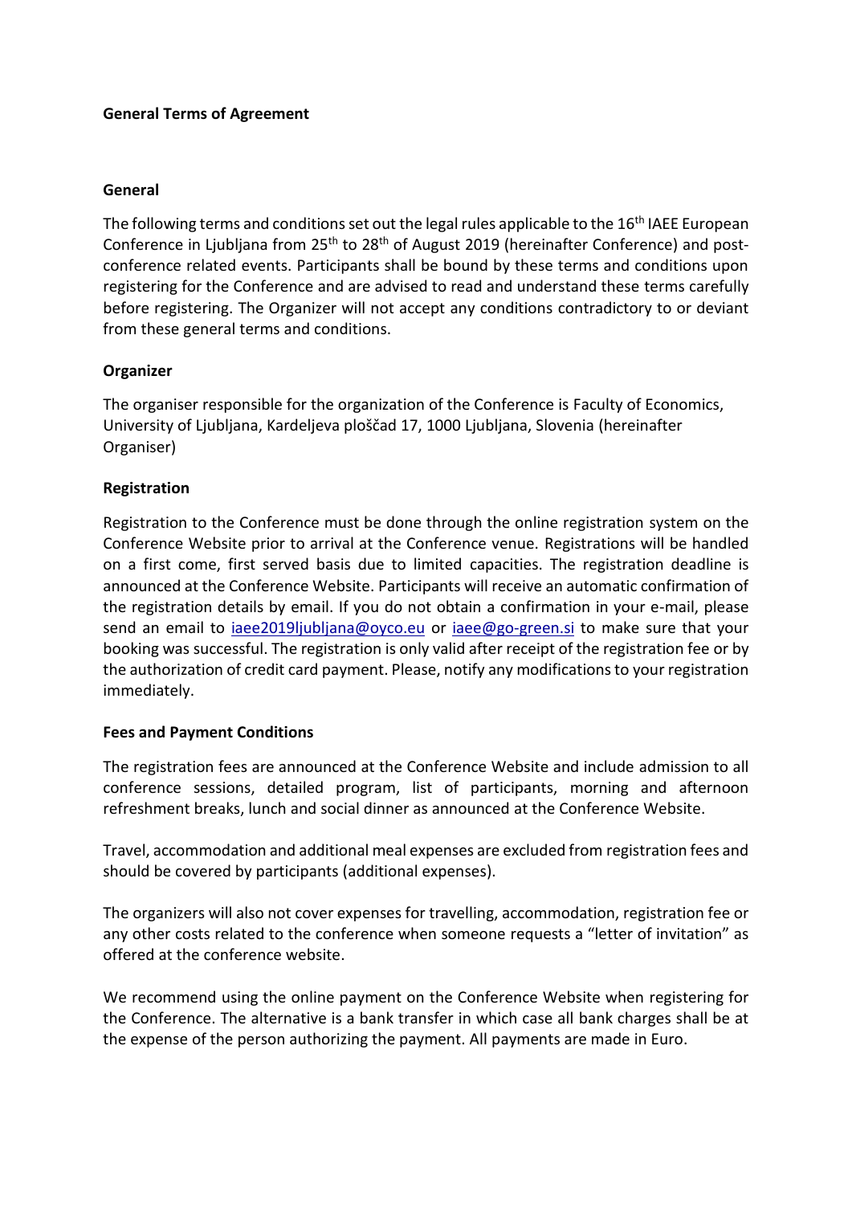**General Terms of Agreement**

**General**

The following terms and conditions set out the legal rules applicable to the 16th IAEE European Conference in Ljubljana from 25th to 28th of August 2019 (hereinafter Conference) and post-conference related events. Participants shall be bound by these terms and conditions upon registering for the Conference and are advised to read and understand these terms carefully before registering. The Organizer will not accept any conditions contradictory to or deviant from these general terms and conditions.

**Organizer**

The organiser responsible for the organization of the Conference is Faculty of Economics, University of Ljubljana, Kardeljeva ploščad 17, 1000 Ljubljana, Slovenia (hereinafter Organiser)

**Registration**

Registration to the Conference must be done through the online registration system on the Conference Website prior to arrival at the Conference venue. Registrations will be handled on a first come, first served basis due to limited capacities. The registration deadline is announced at the Conference Website. Participants will receive an automatic confirmation of the registration details by email. If you do not obtain a confirmation in your e-mail, please send an email to iaee2019ljubljana@oyco.eu or iaee@go-green.si to make sure that your booking was successful. The registration is only valid after receipt of the registration fee or by the authorization of credit card payment. Please, notify any modifications to your registration immediately.

**Fees and Payment Conditions**

The registration fees are announced at the Conference Website and include admission to all conference sessions, detailed program, list of participants, morning and afternoon refreshment breaks, lunch and social dinner as announced at the Conference Website.

Travel, accommodation and additional meal expenses are excluded from registration fees and should be covered by participants (additional expenses).

The organizers will also not cover expenses for travelling, accommodation, registration fee or any other costs related to the conference when someone requests a "letter of invitation" as offered at the conference website.

We recommend using the online payment on the Conference Website when registering for the Conference. The alternative is a bank transfer in which case all bank charges shall be at the expense of the person authorizing the payment. All payments are made in Euro.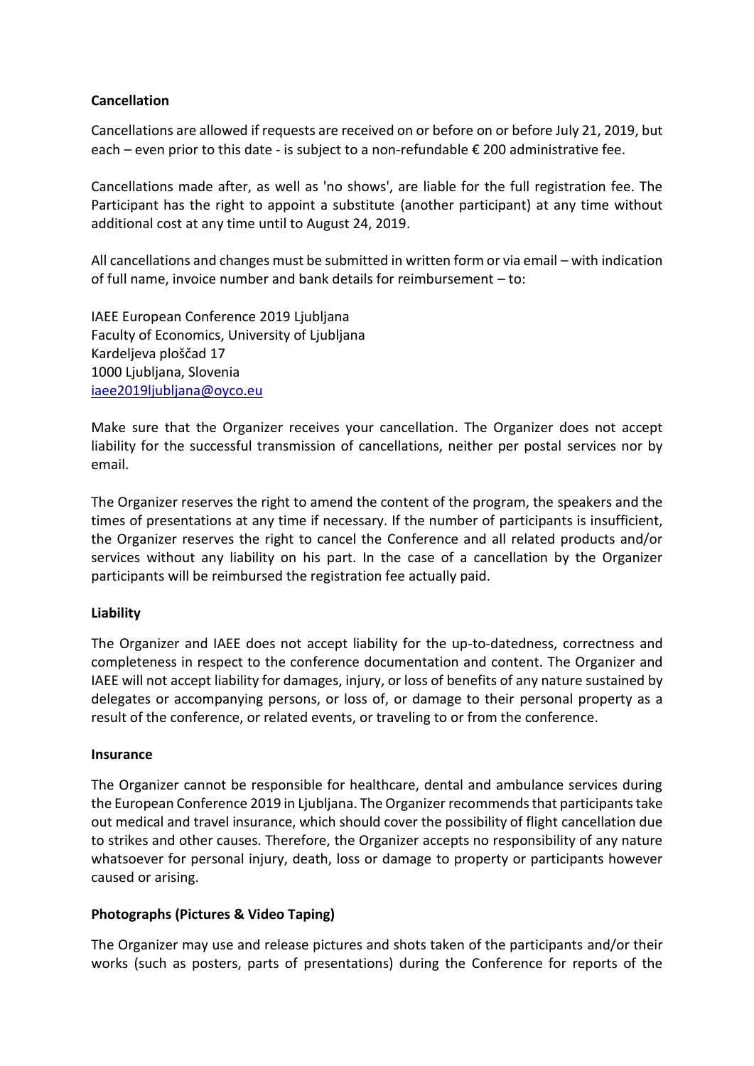**Cancellation**

Cancellations are allowed if requests are received on or before on or before July 21, 2019, but each – even prior to this date - is subject to a non-refundable € 200 administrative fee.

Cancellations made after, as well as 'no shows', are liable for the full registration fee. The Participant has the right to appoint a substitute (another participant) at any time without additional cost at any time until to August 24, 2019.

All cancellations and changes must be submitted in written form or via email – with indication of full name, invoice number and bank details for reimbursement – to:

IAEE European Conference 2019 Ljubljana
Faculty of Economics, University of Ljubljana
Kardeljeva ploščad 17
1000 Ljubljana, Slovenia
iaee2019ljubljana@oyco.eu

Make sure that the Organizer receives your cancellation. The Organizer does not accept liability for the successful transmission of cancellations, neither per postal services nor by email.

The Organizer reserves the right to amend the content of the program, the speakers and the times of presentations at any time if necessary. If the number of participants is insufficient, the Organizer reserves the right to cancel the Conference and all related products and/or services without any liability on his part. In the case of a cancellation by the Organizer participants will be reimbursed the registration fee actually paid.

**Liability**

The Organizer and IAEE does not accept liability for the up-to-datedness, correctness and completeness in respect to the conference documentation and content. The Organizer and IAEE will not accept liability for damages, injury, or loss of benefits of any nature sustained by delegates or accompanying persons, or loss of, or damage to their personal property as a result of the conference, or related events, or traveling to or from the conference.

**Insurance**

The Organizer cannot be responsible for healthcare, dental and ambulance services during the European Conference 2019 in Ljubljana. The Organizer recommends that participants take out medical and travel insurance, which should cover the possibility of flight cancellation due to strikes and other causes. Therefore, the Organizer accepts no responsibility of any nature whatsoever for personal injury, death, loss or damage to property or participants however caused or arising.

**Photographs (Pictures & Video Taping)**

The Organizer may use and release pictures and shots taken of the participants and/or their works (such as posters, parts of presentations) during the Conference for reports of the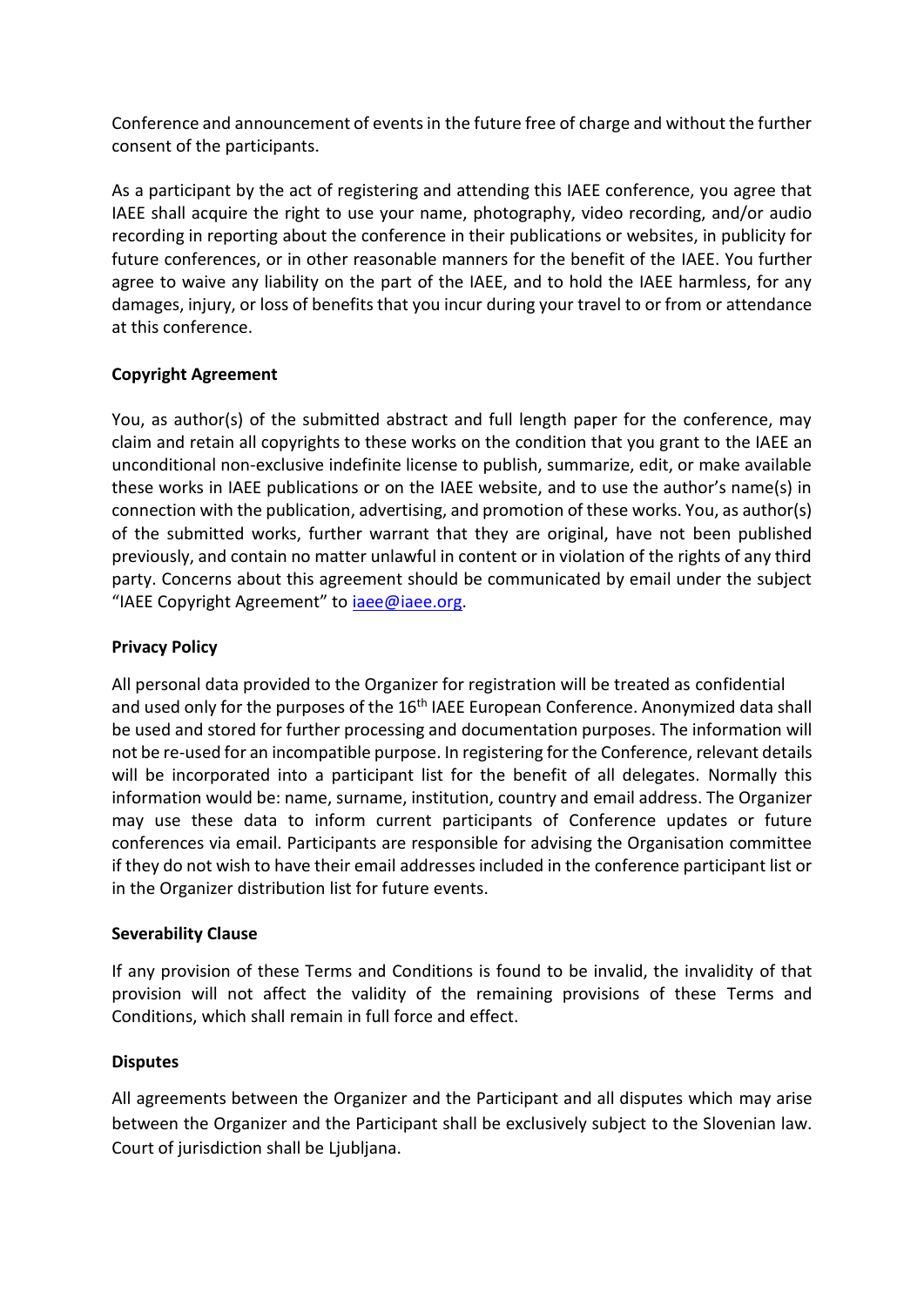Conference and announcement of events in the future free of charge and without the further consent of the participants.

As a participant by the act of registering and attending this IAEE conference, you agree that IAEE shall acquire the right to use your name, photography, video recording, and/or audio recording in reporting about the conference in their publications or websites, in publicity for future conferences, or in other reasonable manners for the benefit of the IAEE. You further agree to waive any liability on the part of the IAEE, and to hold the IAEE harmless, for any damages, injury, or loss of benefits that you incur during your travel to or from or attendance at this conference.

**Copyright Agreement**

You, as author(s) of the submitted abstract and full length paper for the conference, may claim and retain all copyrights to these works on the condition that you grant to the IAEE an unconditional non-exclusive indefinite license to publish, summarize, edit, or make available these works in IAEE publications or on the IAEE website, and to use the author's name(s) in connection with the publication, advertising, and promotion of these works. You, as author(s) of the submitted works, further warrant that they are original, have not been published previously, and contain no matter unlawful in content or in violation of the rights of any third party. Concerns about this agreement should be communicated by email under the subject "IAEE Copyright Agreement" to iaee@iaee.org.

**Privacy Policy**

All personal data provided to the Organizer for registration will be treated as confidential and used only for the purposes of the 16th IAEE European Conference. Anonymized data shall be used and stored for further processing and documentation purposes. The information will not be re-used for an incompatible purpose. In registering for the Conference, relevant details will be incorporated into a participant list for the benefit of all delegates. Normally this information would be: name, surname, institution, country and email address. The Organizer may use these data to inform current participants of Conference updates or future conferences via email. Participants are responsible for advising the Organisation committee if they do not wish to have their email addresses included in the conference participant list or in the Organizer distribution list for future events.

**Severability Clause**

If any provision of these Terms and Conditions is found to be invalid, the invalidity of that provision will not affect the validity of the remaining provisions of these Terms and Conditions, which shall remain in full force and effect.

**Disputes**

All agreements between the Organizer and the Participant and all disputes which may arise between the Organizer and the Participant shall be exclusively subject to the Slovenian law. Court of jurisdiction shall be Ljubljana.